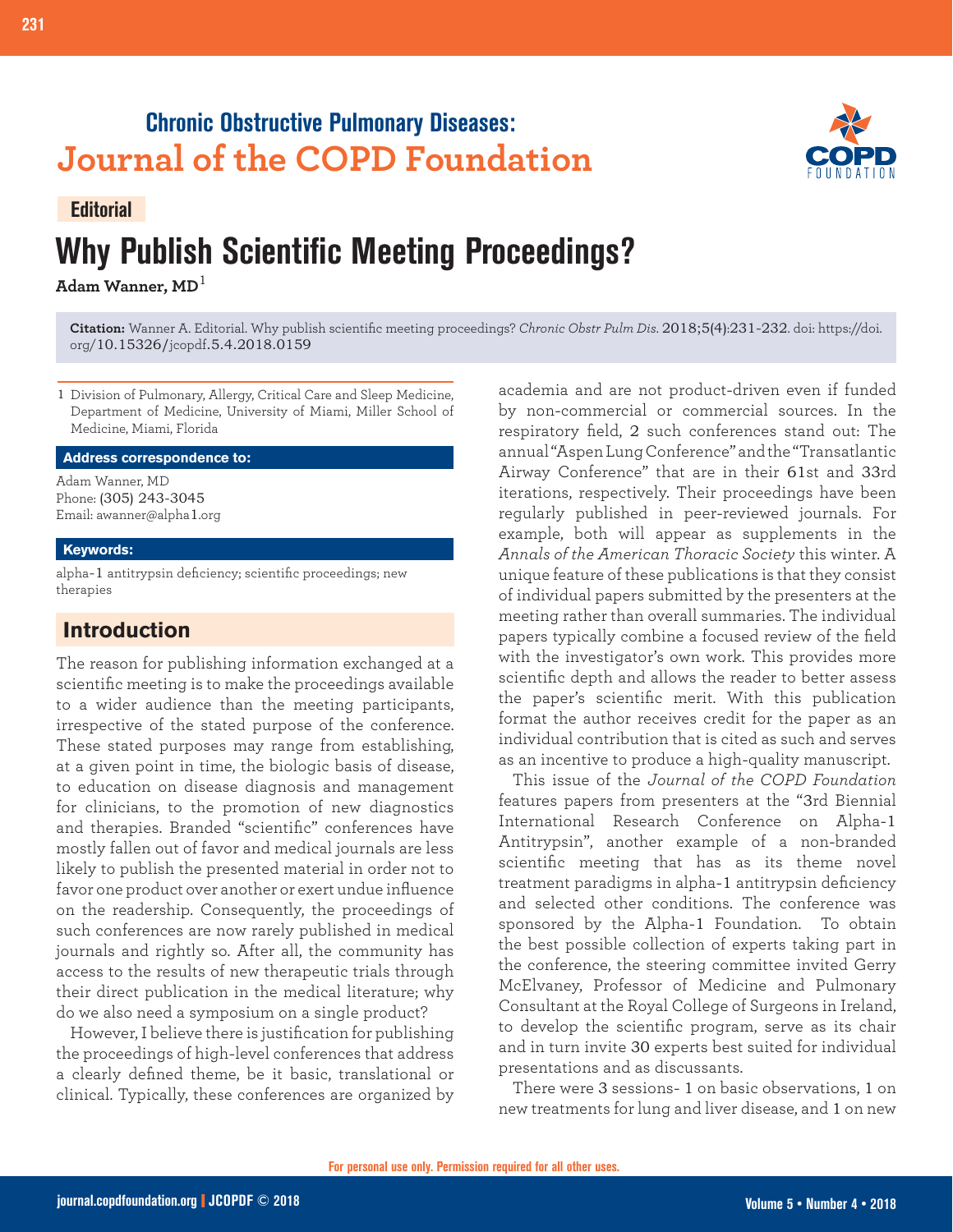Chronic Obstructive Pulmonary Diseases:

Journal of the COPD Foundation

Editorial

# Why Publish Scientific Meeting Proceedings?

**Adam Wanner, MD**[1]

**Citation:** Wanner A. Editorial. Why publish scientific meeting proceedings? *Chronic Obstr Pulm Dis*. 2018;5(4):231-232. doi: https://doi.org/10.15326/jcopdf.5.4.2018.0159

1 Division of Pulmonary, Allergy, Critical Care and Sleep Medicine, Department of Medicine, University of Miami, Miller School of Medicine, Miami, Florida

**Address correspondence to:**

Adam Wanner, MD
Phone: (305) 243-3045
Email: awanner@alpha1.org

**Keywords:**

alpha-1 antitrypsin deficiency; scientific proceedings; new therapies

## Introduction

The reason for publishing information exchanged at a scientific meeting is to make the proceedings available to a wider audience than the meeting participants, irrespective of the stated purpose of the conference. These stated purposes may range from establishing, at a given point in time, the biologic basis of disease, to education on disease diagnosis and management for clinicians, to the promotion of new diagnostics and therapies. Branded "scientific" conferences have mostly fallen out of favor and medical journals are less likely to publish the presented material in order not to favor one product over another or exert undue influence on the readership. Consequently, the proceedings of such conferences are now rarely published in medical journals and rightly so. After all, the community has access to the results of new therapeutic trials through their direct publication in the medical literature; why do we also need a symposium on a single product?

However, I believe there is justification for publishing the proceedings of high-level conferences that address a clearly defined theme, be it basic, translational or clinical. Typically, these conferences are organized by academia and are not product-driven even if funded by non-commercial or commercial sources. In the respiratory field, 2 such conferences stand out: The annual "Aspen Lung Conference" and the "Transatlantic Airway Conference" that are in their 61st and 33rd iterations, respectively. Their proceedings have been regularly published in peer-reviewed journals. For example, both will appear as supplements in the *Annals of the American Thoracic Society* this winter. A unique feature of these publications is that they consist of individual papers submitted by the presenters at the meeting rather than overall summaries. The individual papers typically combine a focused review of the field with the investigator's own work. This provides more scientific depth and allows the reader to better assess the paper's scientific merit. With this publication format the author receives credit for the paper as an individual contribution that is cited as such and serves as an incentive to produce a high-quality manuscript.

This issue of the *Journal of the COPD Foundation* features papers from presenters at the "3rd Biennial International Research Conference on Alpha-1 Antitrypsin", another example of a non-branded scientific meeting that has as its theme novel treatment paradigms in alpha-1 antitrypsin deficiency and selected other conditions. The conference was sponsored by the Alpha-1 Foundation. To obtain the best possible collection of experts taking part in the conference, the steering committee invited Gerry McElvaney, Professor of Medicine and Pulmonary Consultant at the Royal College of Surgeons in Ireland, to develop the scientific program, serve as its chair and in turn invite 30 experts best suited for individual presentations and as discussants.

There were 3 sessions- 1 on basic observations, 1 on new treatments for lung and liver disease, and 1 on new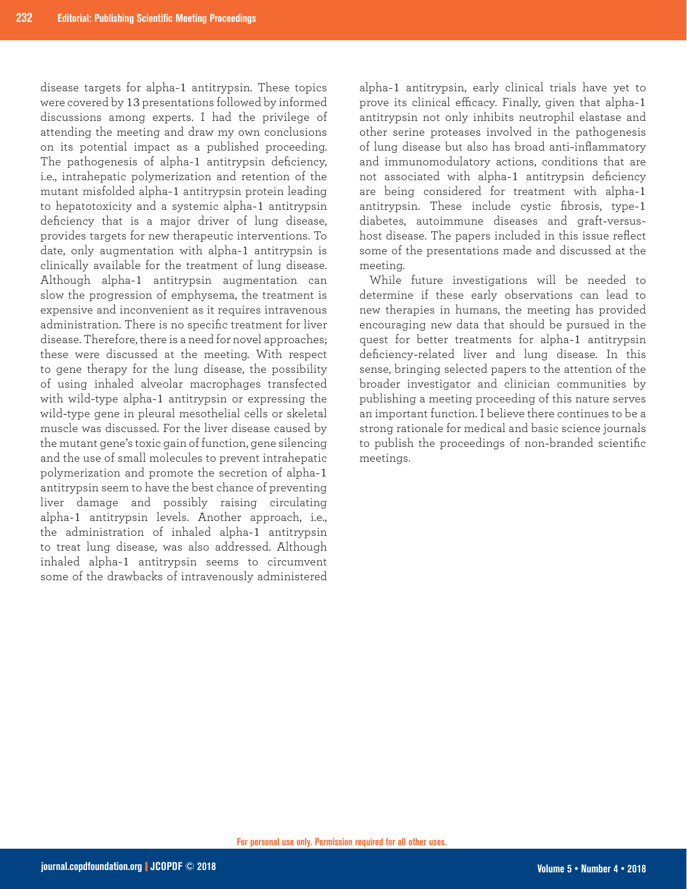disease targets for alpha-1 antitrypsin. These topics were covered by 13 presentations followed by informed discussions among experts. I had the privilege of attending the meeting and draw my own conclusions on its potential impact as a published proceeding. The pathogenesis of alpha-1 antitrypsin deficiency, i.e., intrahepatic polymerization and retention of the mutant misfolded alpha-1 antitrypsin protein leading to hepatotoxicity and a systemic alpha-1 antitrypsin deficiency that is a major driver of lung disease, provides targets for new therapeutic interventions. To date, only augmentation with alpha-1 antitrypsin is clinically available for the treatment of lung disease. Although alpha-1 antitrypsin augmentation can slow the progression of emphysema, the treatment is expensive and inconvenient as it requires intravenous administration. There is no specific treatment for liver disease. Therefore, there is a need for novel approaches; these were discussed at the meeting. With respect to gene therapy for the lung disease, the possibility of using inhaled alveolar macrophages transfected with wild-type alpha-1 antitrypsin or expressing the wild-type gene in pleural mesothelial cells or skeletal muscle was discussed. For the liver disease caused by the mutant gene's toxic gain of function, gene silencing and the use of small molecules to prevent intrahepatic polymerization and promote the secretion of alpha-1 antitrypsin seem to have the best chance of preventing liver damage and possibly raising circulating alpha-1 antitrypsin levels. Another approach, i.e., the administration of inhaled alpha-1 antitrypsin to treat lung disease, was also addressed. Although inhaled alpha-1 antitrypsin seems to circumvent some of the drawbacks of intravenously administered alpha-1 antitrypsin, early clinical trials have yet to prove its clinical efficacy. Finally, given that alpha-1 antitrypsin not only inhibits neutrophil elastase and other serine proteases involved in the pathogenesis of lung disease but also has broad anti-inflammatory and immunomodulatory actions, conditions that are not associated with alpha-1 antitrypsin deficiency are being considered for treatment with alpha-1 antitrypsin. These include cystic fibrosis, type-1 diabetes, autoimmune diseases and graft-versus-host disease. The papers included in this issue reflect some of the presentations made and discussed at the meeting.

While future investigations will be needed to determine if these early observations can lead to new therapies in humans, the meeting has provided encouraging new data that should be pursued in the quest for better treatments for alpha-1 antitrypsin deficiency-related liver and lung disease. In this sense, bringing selected papers to the attention of the broader investigator and clinician communities by publishing a meeting proceeding of this nature serves an important function. I believe there continues to be a strong rationale for medical and basic science journals to publish the proceedings of non-branded scientific meetings.